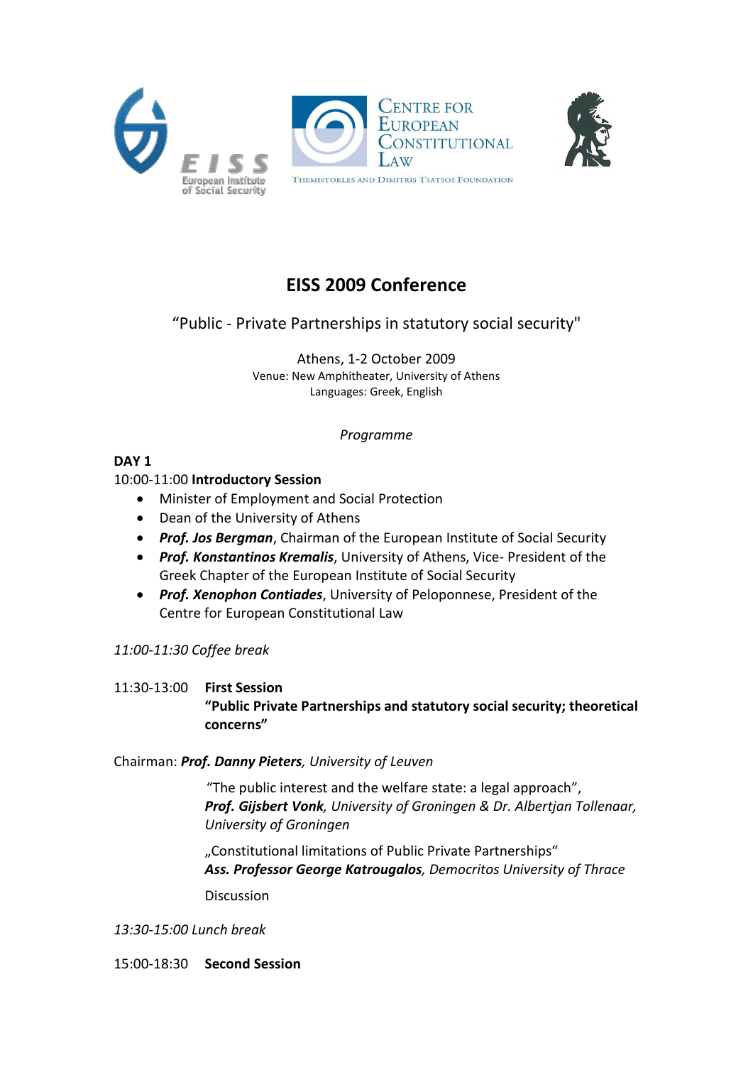EISS

European Institute of Social Security

CENTRE FOR EUROPEAN CONSTITUTIONAL LAW

THEMISTOKLES AND DIMITRIS TSATSOS FOUNDATION

# EISS 2009 Conference

"Public - Private Partnerships in statutory social security"

Athens, 1-2 October 2009

Venue: New Amphitheater, University of Athens

Languages: Greek, English

*Programme*

**DAY 1**

10:00-11:00 **Introductory Session**

- Minister of Employment and Social Protection
- Dean of the University of Athens
- ***Prof. Jos Bergman***, Chairman of the European Institute of Social Security
- ***Prof. Konstantinos Kremalis***, University of Athens, Vice- President of the Greek Chapter of the European Institute of Social Security
- ***Prof. Xenophon Contiades***, University of Peloponnese, President of the Centre for European Constitutional Law

*11:00-11:30 Coffee break*

11:30-13:00 **First Session**

**"Public Private Partnerships and statutory social security; theoretical concerns"**

Chairman: ***Prof. Danny Pieters****, University of Leuven*

"The public interest and the welfare state: a legal approach",
***Prof. Gijsbert Vonk****, University of Groningen & Dr. Albertjan Tollenaar, University of Groningen*

„Constitutional limitations of Public Private Partnerships"
***Ass. Professor George Katrougalos****, Democritos University of Thrace*

Discussion

*13:30-15:00 Lunch break*

15:00-18:30 **Second Session**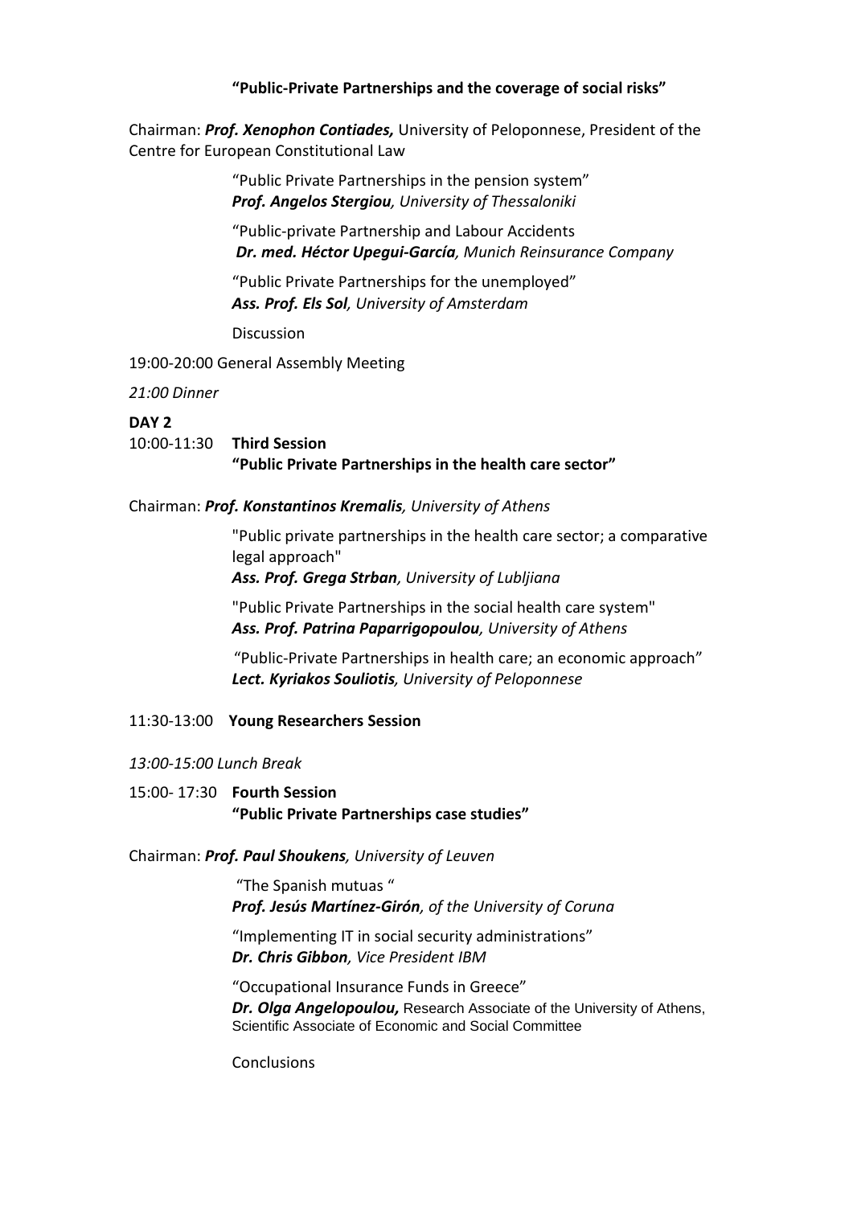**“Public-Private Partnerships and the coverage of social risks”**

Chairman: ***Prof. Xenophon Contiades,*** University of Peloponnese, President of the Centre for European Constitutional Law

“Public Private Partnerships in the pension system”
***Prof. Angelos Stergiou**, University of Thessaloniki*

“Public-private Partnership and Labour Accidents
***Dr. med. Héctor Upegui-García**, Munich Reinsurance Company*

“Public Private Partnerships for the unemployed”
***Ass. Prof. Els Sol**, University of Amsterdam*

Discussion

19:00-20:00 General Assembly Meeting

*21:00 Dinner*

**DAY 2**

10:00-11:30 **Third Session**
**“Public Private Partnerships in the health care sector”**

Chairman: ***Prof. Konstantinos Kremalis**, University of Athens*

"Public private partnerships in the health care sector; a comparative legal approach"
***Ass. Prof. Grega Strban**, University of Lubljiana*

"Public Private Partnerships in the social health care system"
***Ass. Prof. Patrina Paparrigopoulou**, University of Athens*

“Public-Private Partnerships in health care; an economic approach”
***Lect. Kyriakos Souliotis**, University of Peloponnese*

11:30-13:00 **Young Researchers Session**

*13:00-15:00 Lunch Break*

15:00- 17:30 **Fourth Session**
**“Public Private Partnerships case studies”**

Chairman: ***Prof. Paul Shoukens**, University of Leuven*

“The Spanish mutuas “
***Prof. Jesús Martínez-Girón**, of the University of Coruna*

“Implementing IT in social security administrations”
***Dr. Chris Gibbon**, Vice President IBM*

“Occupational Insurance Funds in Greece”
***Dr. Olga Angelopoulou,*** Research Associate of the University of Athens, Scientific Associate of Economic and Social Committee

Conclusions